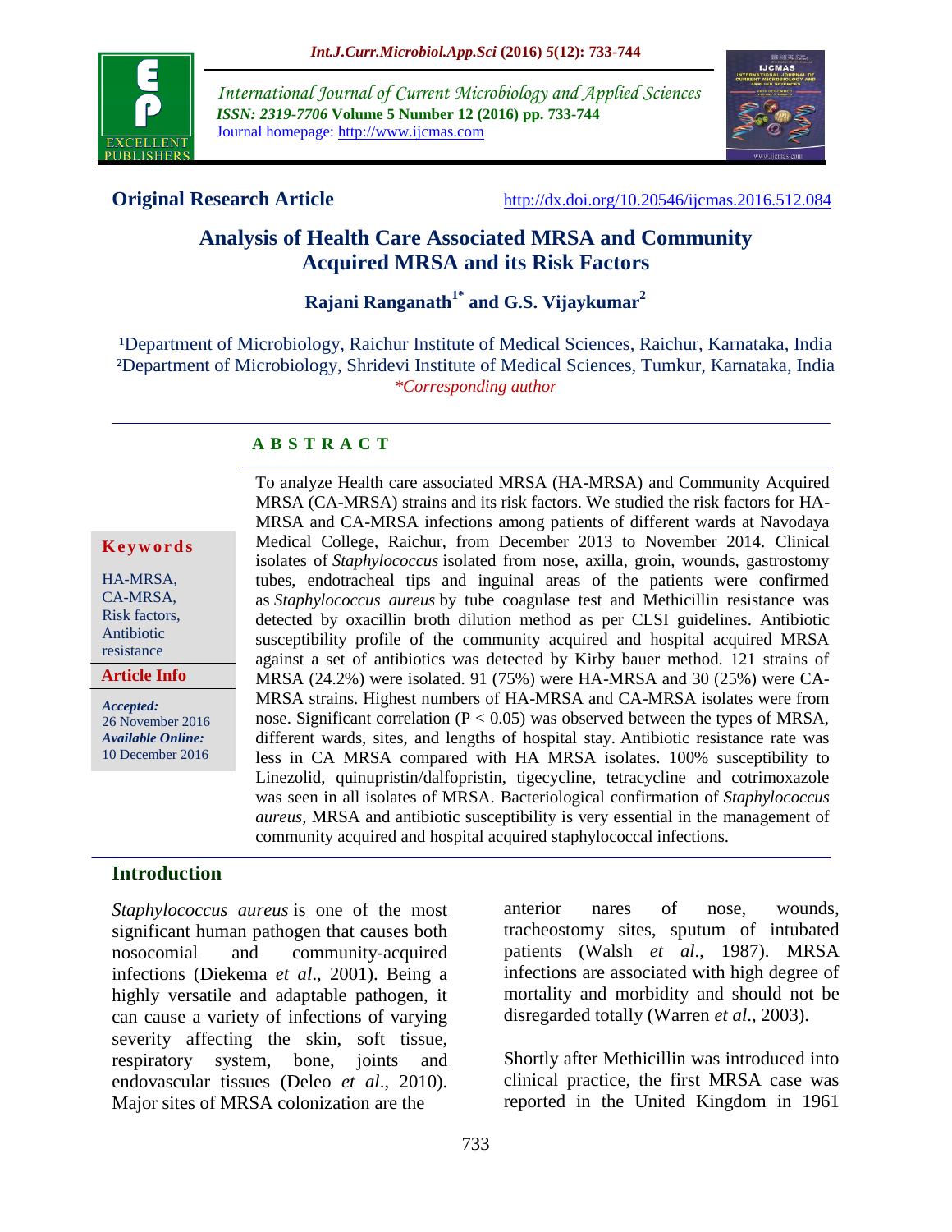International Journal of Current Microbiology and Applied Sciences
*ISSN: 2319-7706* **Volume 5 Number 12 (2016) pp. 733-744**
Journal homepage: http://www.ijcmas.com

**Original Research Article** http://dx.doi.org/10.20546/ijcmas.2016.512.084

# Analysis of Health Care Associated MRSA and Community Acquired MRSA and its Risk Factors

**Rajani Ranganath[1*] and G.S. Vijaykumar[2]**

[1]Department of Microbiology, Raichur Institute of Medical Sciences, Raichur, Karnataka, India
[2]Department of Microbiology, Shridevi Institute of Medical Sciences, Tumkur, Karnataka, India
*\*Corresponding author*

**Keywords**

HA-MRSA, CA-MRSA, Risk factors, Antibiotic resistance

**Article Info**

*Accepted:* 26 November 2016
*Available Online:* 10 December 2016

## ABSTRACT

To analyze Health care associated MRSA (HA-MRSA) and Community Acquired MRSA (CA-MRSA) strains and its risk factors. We studied the risk factors for HA-MRSA and CA-MRSA infections among patients of different wards at Navodaya Medical College, Raichur, from December 2013 to November 2014. Clinical isolates of *Staphylococcus* isolated from nose, axilla, groin, wounds, gastrostomy tubes, endotracheal tips and inguinal areas of the patients were confirmed as *Staphylococcus aureus* by tube coagulase test and Methicillin resistance was detected by oxacillin broth dilution method as per CLSI guidelines. Antibiotic susceptibility profile of the community acquired and hospital acquired MRSA against a set of antibiotics was detected by Kirby bauer method. 121 strains of MRSA (24.2%) were isolated. 91 (75%) were HA-MRSA and 30 (25%) were CA-MRSA strains. Highest numbers of HA-MRSA and CA-MRSA isolates were from nose. Significant correlation ($P < 0.05$) was observed between the types of MRSA, different wards, sites, and lengths of hospital stay. Antibiotic resistance rate was less in CA MRSA compared with HA MRSA isolates. 100% susceptibility to Linezolid, quinupristin/dalfopristin, tigecycline, tetracycline and cotrimoxazole was seen in all isolates of MRSA. Bacteriological confirmation of *Staphylococcus aureus*, MRSA and antibiotic susceptibility is very essential in the management of community acquired and hospital acquired staphylococcal infections.

## Introduction

*Staphylococcus aureus* is one of the most significant human pathogen that causes both nosocomial and community-acquired infections (Diekema *et al*., 2001). Being a highly versatile and adaptable pathogen, it can cause a variety of infections of varying severity affecting the skin, soft tissue, respiratory system, bone, joints and endovascular tissues (Deleo *et al*., 2010). Major sites of MRSA colonization are the anterior nares of nose, wounds, tracheostomy sites, sputum of intubated patients (Walsh *et al*., 1987). MRSA infections are associated with high degree of mortality and morbidity and should not be disregarded totally (Warren *et al*., 2003).

Shortly after Methicillin was introduced into clinical practice, the first MRSA case was reported in the United Kingdom in 1961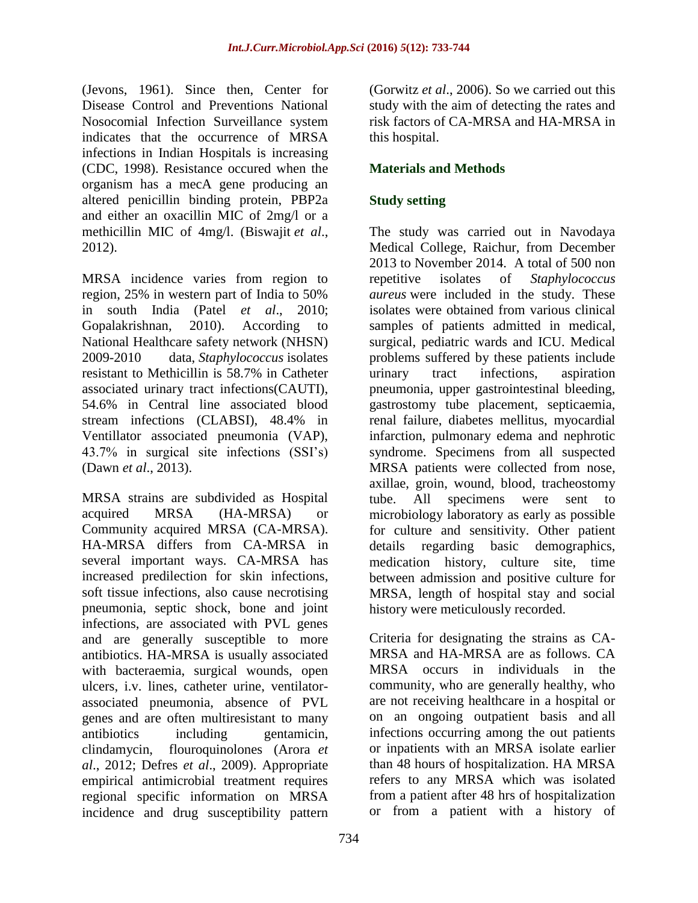(Jevons, 1961). Since then, Center for Disease Control and Preventions National Nosocomial Infection Surveillance system indicates that the occurrence of MRSA infections in Indian Hospitals is increasing (CDC, 1998). Resistance occured when the organism has a mecA gene producing an altered penicillin binding protein, PBP2a and either an oxacillin MIC of 2mg/l or a methicillin MIC of 4mg/l. (Biswajit *et al*., 2012).

MRSA incidence varies from region to region, 25% in western part of India to 50% in south India (Patel *et al*., 2010; Gopalakrishnan, 2010). According to National Healthcare safety network (NHSN) 2009-2010 data, *Staphylococcus* isolates resistant to Methicillin is 58.7% in Catheter associated urinary tract infections(CAUTI), 54.6% in Central line associated blood stream infections (CLABSI), 48.4% in Ventillator associated pneumonia (VAP), 43.7% in surgical site infections (SSI's) (Dawn *et al*., 2013).

MRSA strains are subdivided as Hospital acquired MRSA (HA-MRSA) or Community acquired MRSA (CA-MRSA). HA-MRSA differs from CA-MRSA in several important ways. CA-MRSA has increased predilection for skin infections, soft tissue infections, also cause necrotising pneumonia, septic shock, bone and joint infections, are associated with PVL genes and are generally susceptible to more antibiotics. HA-MRSA is usually associated with bacteraemia, surgical wounds, open ulcers, i.v. lines, catheter urine, ventilator-associated pneumonia, absence of PVL genes and are often multiresistant to many antibiotics including gentamicin, clindamycin, flouroquinolones (Arora *et al*., 2012; Defres *et al*., 2009). Appropriate empirical antimicrobial treatment requires regional specific information on MRSA incidence and drug susceptibility pattern (Gorwitz *et al*., 2006). So we carried out this study with the aim of detecting the rates and risk factors of CA-MRSA and HA-MRSA in this hospital.

## Materials and Methods

### Study setting

The study was carried out in Navodaya Medical College, Raichur, from December 2013 to November 2014. A total of 500 non repetitive isolates of *Staphylococcus aureus* were included in the study. These isolates were obtained from various clinical samples of patients admitted in medical, surgical, pediatric wards and ICU. Medical problems suffered by these patients include urinary tract infections, aspiration pneumonia, upper gastrointestinal bleeding, gastrostomy tube placement, septicaemia, renal failure, diabetes mellitus, myocardial infarction, pulmonary edema and nephrotic syndrome. Specimens from all suspected MRSA patients were collected from nose, axillae, groin, wound, blood, tracheostomy tube. All specimens were sent to microbiology laboratory as early as possible for culture and sensitivity. Other patient details regarding basic demographics, medication history, culture site, time between admission and positive culture for MRSA, length of hospital stay and social history were meticulously recorded.

Criteria for designating the strains as CA-MRSA and HA-MRSA are as follows. CA MRSA occurs in individuals in the community, who are generally healthy, who are not receiving healthcare in a hospital or on an ongoing outpatient basis and all infections occurring among the out patients or inpatients with an MRSA isolate earlier than 48 hours of hospitalization. HA MRSA refers to any MRSA which was isolated from a patient after 48 hrs of hospitalization or from a patient with a history of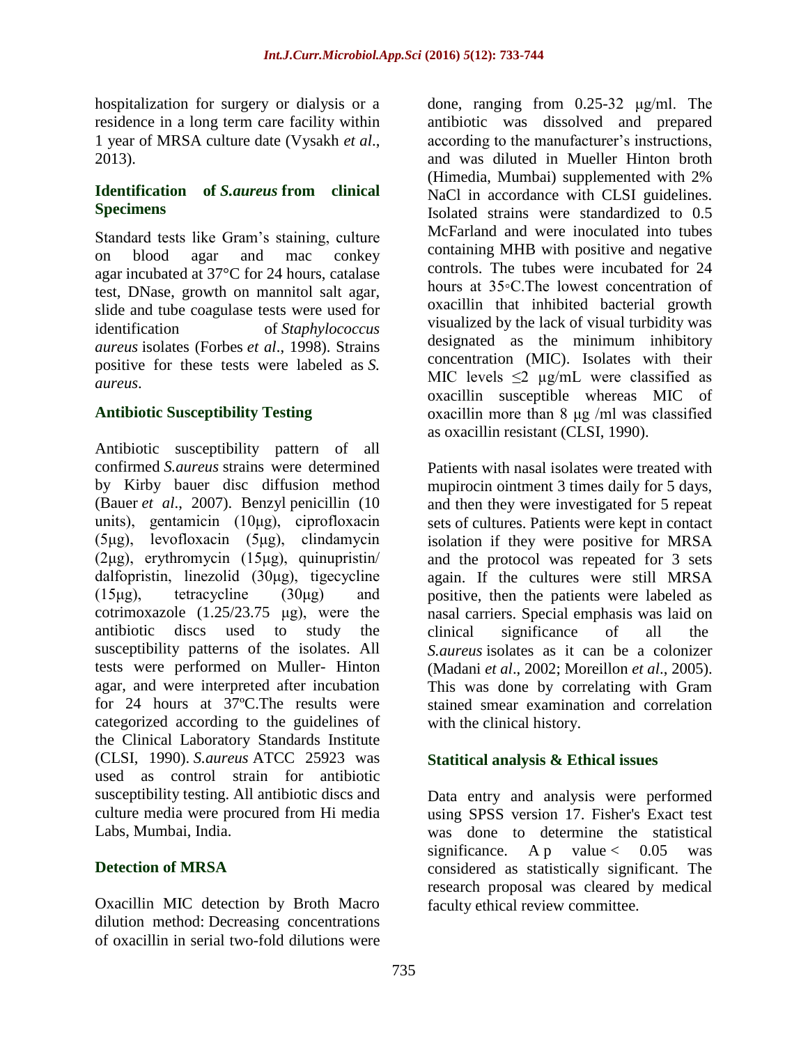hospitalization for surgery or dialysis or a residence in a long term care facility within 1 year of MRSA culture date (Vysakh *et al*., 2013).

### Identification of *S.aureus* from clinical Specimens

Standard tests like Gram's staining, culture on blood agar and mac conkey agar incubated at 37°C for 24 hours, catalase test, DNase, growth on mannitol salt agar, slide and tube coagulase tests were used for identification of *Staphylococcus aureus* isolates (Forbes *et al*., 1998). Strains positive for these tests were labeled as *S. aureus*.

### Antibiotic Susceptibility Testing

Antibiotic susceptibility pattern of all confirmed *S.aureus* strains were determined by Kirby bauer disc diffusion method (Bauer *et al*., 2007). Benzyl penicillin (10 units), gentamicin (10μg), ciprofloxacin (5μg), levofloxacin (5μg), clindamycin (2μg), erythromycin (15μg), quinupristin/ dalfopristin, linezolid (30μg), tigecycline (15μg), tetracycline (30μg) and cotrimoxazole (1.25/23.75 μg), were the antibiotic discs used to study the susceptibility patterns of the isolates. All tests were performed on Muller- Hinton agar, and were interpreted after incubation for 24 hours at 37ºC.The results were categorized according to the guidelines of the Clinical Laboratory Standards Institute (CLSI, 1990). *S.aureus* ATCC 25923 was used as control strain for antibiotic susceptibility testing. All antibiotic discs and culture media were procured from Hi media Labs, Mumbai, India.

### Detection of MRSA

Oxacillin MIC detection by Broth Macro dilution method: Decreasing concentrations of oxacillin in serial two-fold dilutions were done, ranging from 0.25-32 μg/ml. The antibiotic was dissolved and prepared according to the manufacturer's instructions, and was diluted in Mueller Hinton broth (Himedia, Mumbai) supplemented with 2% NaCl in accordance with CLSI guidelines. Isolated strains were standardized to 0.5 McFarland and were inoculated into tubes containing MHB with positive and negative controls. The tubes were incubated for 24 hours at 35◦C.The lowest concentration of oxacillin that inhibited bacterial growth visualized by the lack of visual turbidity was designated as the minimum inhibitory concentration (MIC). Isolates with their MIC levels $\leq 2$ μg/mL were classified as oxacillin susceptible whereas MIC of oxacillin more than 8 μg /ml was classified as oxacillin resistant (CLSI, 1990).

Patients with nasal isolates were treated with mupirocin ointment 3 times daily for 5 days, and then they were investigated for 5 repeat sets of cultures. Patients were kept in contact isolation if they were positive for MRSA and the protocol was repeated for 3 sets again. If the cultures were still MRSA positive, then the patients were labeled as nasal carriers. Special emphasis was laid on clinical significance of all the *S.aureus* isolates as it can be a colonizer (Madani *et al*., 2002; Moreillon *et al*., 2005). This was done by correlating with Gram stained smear examination and correlation with the clinical history.

### Statitical analysis & Ethical issues

Data entry and analysis were performed using SPSS version 17. Fisher's Exact test was done to determine the statistical significance. A p value < 0.05 was considered as statistically significant. The research proposal was cleared by medical faculty ethical review committee.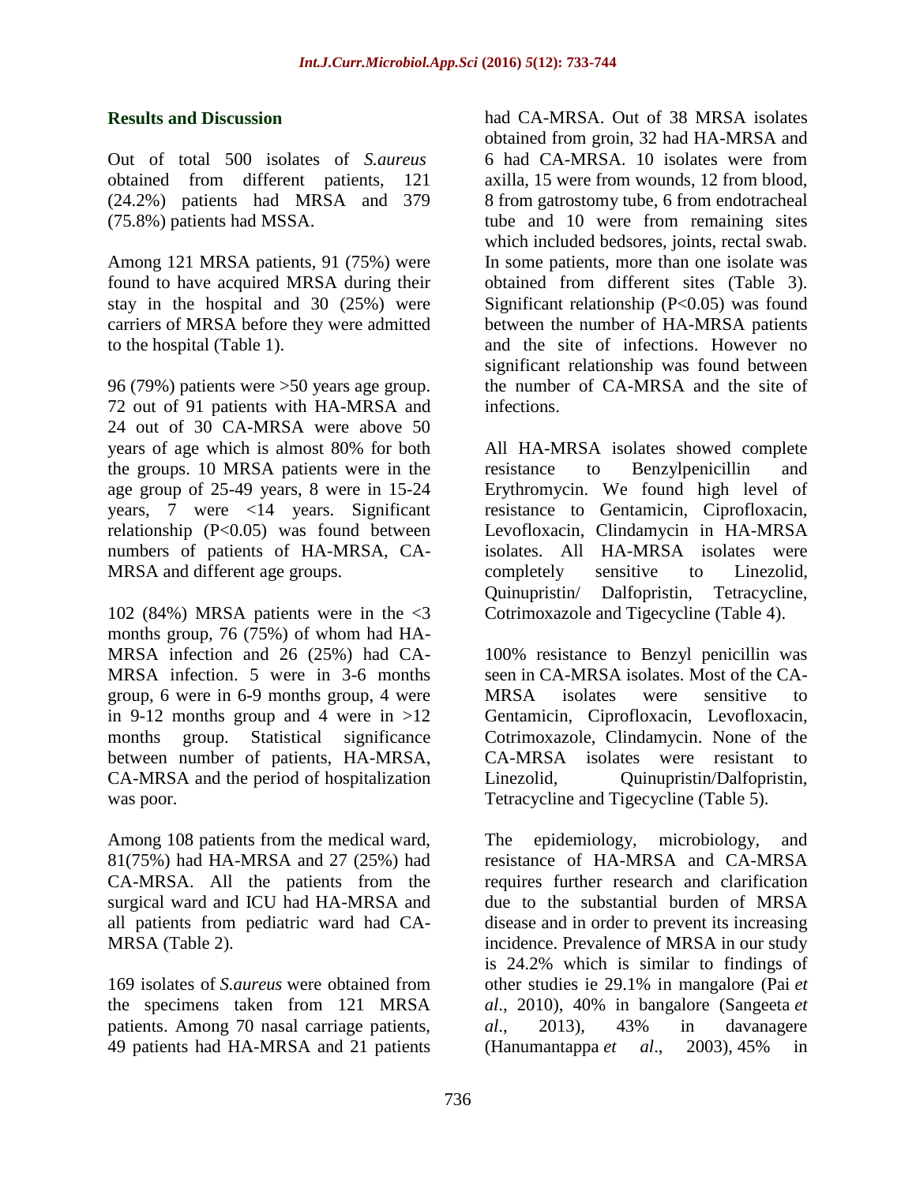## Results and Discussion

Out of total 500 isolates of *S.aureus* obtained from different patients, 121 (24.2%) patients had MRSA and 379 (75.8%) patients had MSSA.

Among 121 MRSA patients, 91 (75%) were found to have acquired MRSA during their stay in the hospital and 30 (25%) were carriers of MRSA before they were admitted to the hospital (Table 1).

96 (79%) patients were >50 years age group. 72 out of 91 patients with HA-MRSA and 24 out of 30 CA-MRSA were above 50 years of age which is almost 80% for both the groups. 10 MRSA patients were in the age group of 25-49 years, 8 were in 15-24 years, 7 were <14 years. Significant relationship (P<0.05) was found between numbers of patients of HA-MRSA, CA-MRSA and different age groups.

102 (84%) MRSA patients were in the <3 months group, 76 (75%) of whom had HA-MRSA infection and 26 (25%) had CA-MRSA infection. 5 were in 3-6 months group, 6 were in 6-9 months group, 4 were in 9-12 months group and 4 were in >12 months group. Statistical significance between number of patients, HA-MRSA, CA-MRSA and the period of hospitalization was poor.

Among 108 patients from the medical ward, 81(75%) had HA-MRSA and 27 (25%) had CA-MRSA. All the patients from the surgical ward and ICU had HA-MRSA and all patients from pediatric ward had CA-MRSA (Table 2).

169 isolates of *S.aureus* were obtained from the specimens taken from 121 MRSA patients. Among 70 nasal carriage patients, 49 patients had HA-MRSA and 21 patients had CA-MRSA. Out of 38 MRSA isolates obtained from groin, 32 had HA-MRSA and 6 had CA-MRSA. 10 isolates were from axilla, 15 were from wounds, 12 from blood, 8 from gatrostomy tube, 6 from endotracheal tube and 10 were from remaining sites which included bedsores, joints, rectal swab. In some patients, more than one isolate was obtained from different sites (Table 3). Significant relationship (P<0.05) was found between the number of HA-MRSA patients and the site of infections. However no significant relationship was found between the number of CA-MRSA and the site of infections.

All HA-MRSA isolates showed complete resistance to Benzylpenicillin and Erythromycin. We found high level of resistance to Gentamicin, Ciprofloxacin, Levofloxacin, Clindamycin in HA-MRSA isolates. All HA-MRSA isolates were completely sensitive to Linezolid, Quinupristin/ Dalfopristin, Tetracycline, Cotrimoxazole and Tigecycline (Table 4).

100% resistance to Benzyl penicillin was seen in CA-MRSA isolates. Most of the CA-MRSA isolates were sensitive to Gentamicin, Ciprofloxacin, Levofloxacin, Cotrimoxazole, Clindamycin. None of the CA-MRSA isolates were resistant to Linezolid, Quinupristin/Dalfopristin, Tetracycline and Tigecycline (Table 5).

The epidemiology, microbiology, and resistance of HA-MRSA and CA-MRSA requires further research and clarification due to the substantial burden of MRSA disease and in order to prevent its increasing incidence. Prevalence of MRSA in our study is 24.2% which is similar to findings of other studies ie 29.1% in mangalore (Pai *et al*., 2010), 40% in bangalore (Sangeeta *et al*., 2013), 43% in davanagere (Hanumantappa *et al*., 2003), 45% in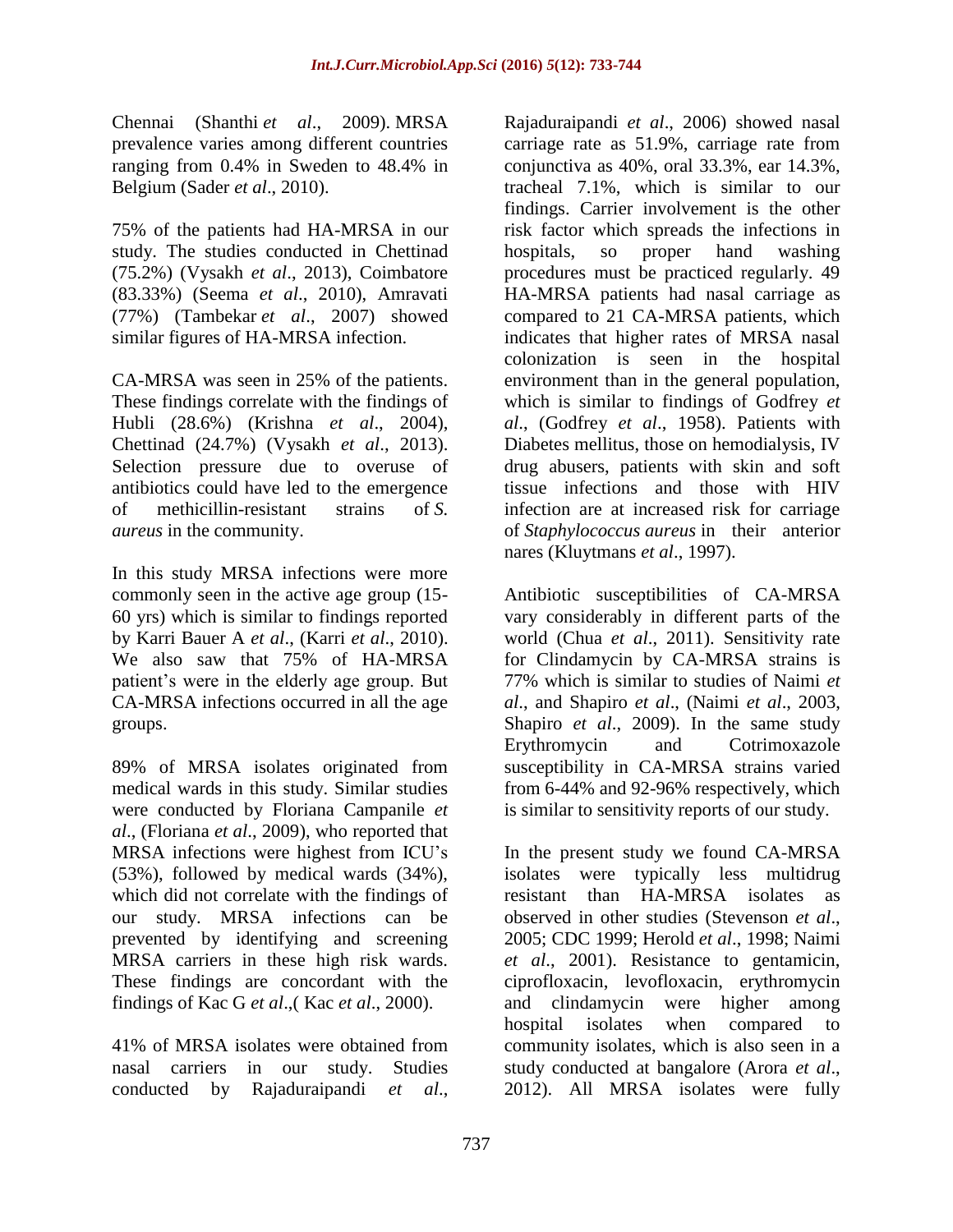Chennai (Shanthi *et al*., 2009). MRSA prevalence varies among different countries ranging from 0.4% in Sweden to 48.4% in Belgium (Sader *et al*., 2010).

75% of the patients had HA-MRSA in our study. The studies conducted in Chettinad (75.2%) (Vysakh *et al*., 2013), Coimbatore (83.33%) (Seema *et al*., 2010), Amravati (77%) (Tambekar *et al*., 2007) showed similar figures of HA-MRSA infection.

CA-MRSA was seen in 25% of the patients. These findings correlate with the findings of Hubli (28.6%) (Krishna *et al*., 2004), Chettinad (24.7%) (Vysakh *et al*., 2013). Selection pressure due to overuse of antibiotics could have led to the emergence of methicillin-resistant strains of *S. aureus* in the community.

In this study MRSA infections were more commonly seen in the active age group (15-60 yrs) which is similar to findings reported by Karri Bauer A *et al*., (Karri *et al*., 2010). We also saw that 75% of HA-MRSA patient's were in the elderly age group. But CA-MRSA infections occurred in all the age groups.

89% of MRSA isolates originated from medical wards in this study. Similar studies were conducted by Floriana Campanile *et al*., (Floriana *et al*., 2009), who reported that MRSA infections were highest from ICU's (53%), followed by medical wards (34%), which did not correlate with the findings of our study. MRSA infections can be prevented by identifying and screening MRSA carriers in these high risk wards. These findings are concordant with the findings of Kac G *et al*.,( Kac *et al*., 2000).

41% of MRSA isolates were obtained from nasal carriers in our study. Studies conducted by Rajaduraipandi *et al*., Rajaduraipandi *et al*., 2006) showed nasal carriage rate as 51.9%, carriage rate from conjunctiva as 40%, oral 33.3%, ear 14.3%, tracheal 7.1%, which is similar to our findings. Carrier involvement is the other risk factor which spreads the infections in hospitals, so proper hand washing procedures must be practiced regularly. 49 HA-MRSA patients had nasal carriage as compared to 21 CA-MRSA patients, which indicates that higher rates of MRSA nasal colonization is seen in the hospital environment than in the general population, which is similar to findings of Godfrey *et al*., (Godfrey *et al*., 1958). Patients with Diabetes mellitus, those on hemodialysis, IV drug abusers, patients with skin and soft tissue infections and those with HIV infection are at increased risk for carriage of *Staphylococcus aureus* in their anterior nares (Kluytmans *et al*., 1997).

Antibiotic susceptibilities of CA-MRSA vary considerably in different parts of the world (Chua *et al*., 2011). Sensitivity rate for Clindamycin by CA-MRSA strains is 77% which is similar to studies of Naimi *et al*., and Shapiro *et al*., (Naimi *et al*., 2003, Shapiro *et al*., 2009). In the same study Erythromycin and Cotrimoxazole susceptibility in CA-MRSA strains varied from 6-44% and 92-96% respectively, which is similar to sensitivity reports of our study.

In the present study we found CA-MRSA isolates were typically less multidrug resistant than HA-MRSA isolates as observed in other studies (Stevenson *et al*., 2005; CDC 1999; Herold *et al*., 1998; Naimi *et al*., 2001). Resistance to gentamicin, ciprofloxacin, levofloxacin, erythromycin and clindamycin were higher among hospital isolates when compared to community isolates, which is also seen in a study conducted at bangalore (Arora *et al*., 2012). All MRSA isolates were fully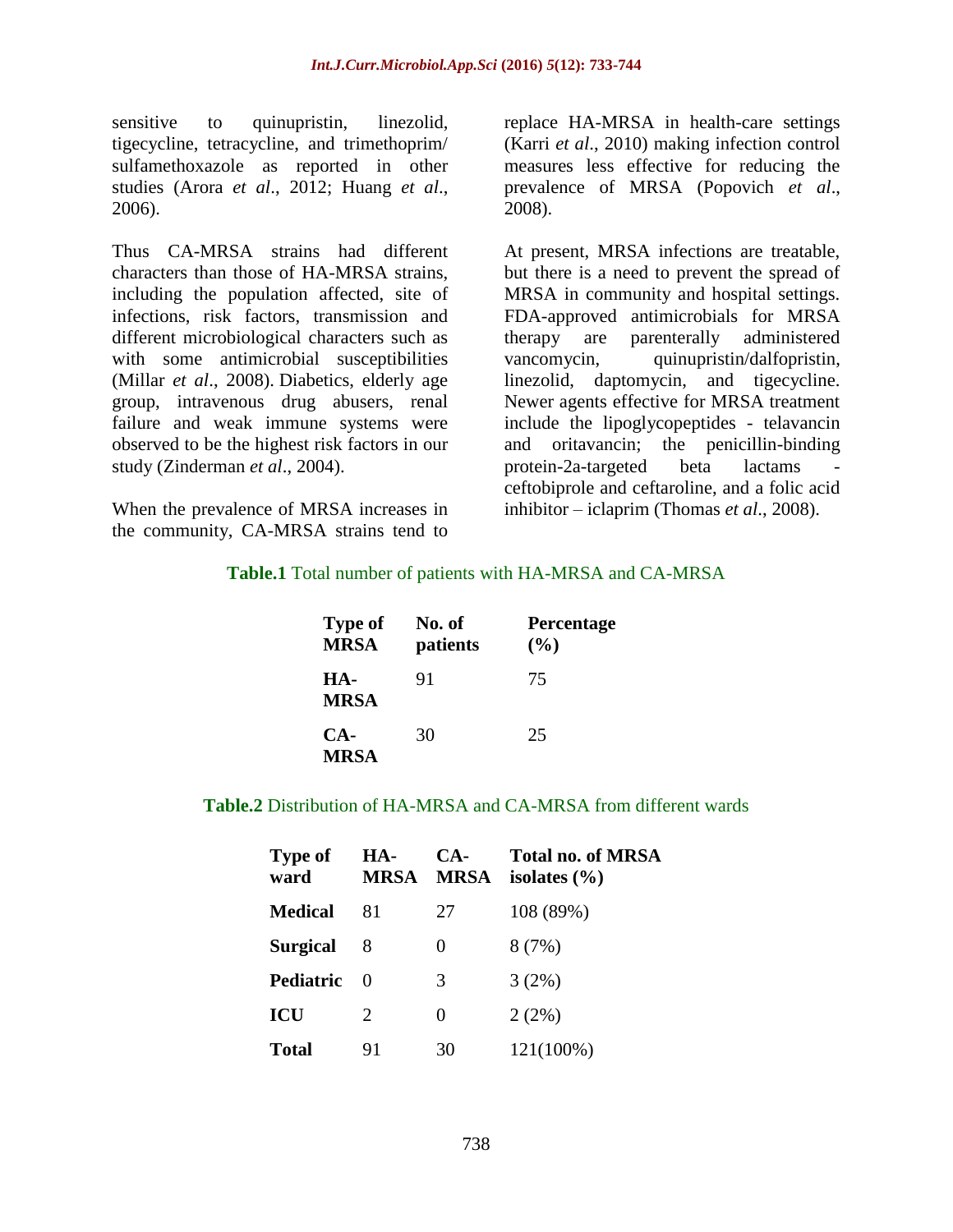sensitive to quinupristin, linezolid, tigecycline, tetracycline, and trimethoprim/ sulfamethoxazole as reported in other studies (Arora *et al*., 2012; Huang *et al*., 2006).

Thus CA-MRSA strains had different characters than those of HA-MRSA strains, including the population affected, site of infections, risk factors, transmission and different microbiological characters such as with some antimicrobial susceptibilities (Millar *et al*., 2008). Diabetics, elderly age group, intravenous drug abusers, renal failure and weak immune systems were observed to be the highest risk factors in our study (Zinderman *et al*., 2004).

When the prevalence of MRSA increases in the community, CA-MRSA strains tend to replace HA-MRSA in health-care settings (Karri *et al*., 2010) making infection control measures less effective for reducing the prevalence of MRSA (Popovich *et al*., 2008).

At present, MRSA infections are treatable, but there is a need to prevent the spread of MRSA in community and hospital settings. FDA-approved antimicrobials for MRSA therapy are parenterally administered vancomycin, quinupristin/dalfopristin, linezolid, daptomycin, and tigecycline. Newer agents effective for MRSA treatment include the lipoglycopeptides - telavancin and oritavancin; the penicillin-binding protein-2a-targeted beta lactams - ceftobiprole and ceftaroline, and a folic acid inhibitor – iclaprim (Thomas *et al*., 2008).

**Table.1** Total number of patients with HA-MRSA and CA-MRSA

| Type of MRSA | No. of patients | Percentage (%) |
|---|---|---|
| HA-MRSA | 91 | 75 |
| CA-MRSA | 30 | 25 |

**Table.2** Distribution of HA-MRSA and CA-MRSA from different wards

| Type of ward | HA-MRSA | CA-MRSA | Total no. of MRSA isolates (%) |
|---|---|---|---|
| **Medical** | 81 | 27 | 108 (89%) |
| **Surgical** | 8 | 0 | 8 (7%) |
| **Pediatric** | 0 | 3 | 3 (2%) |
| **ICU** | 2 | 0 | 2 (2%) |
| **Total** | 91 | 30 | 121(100%) |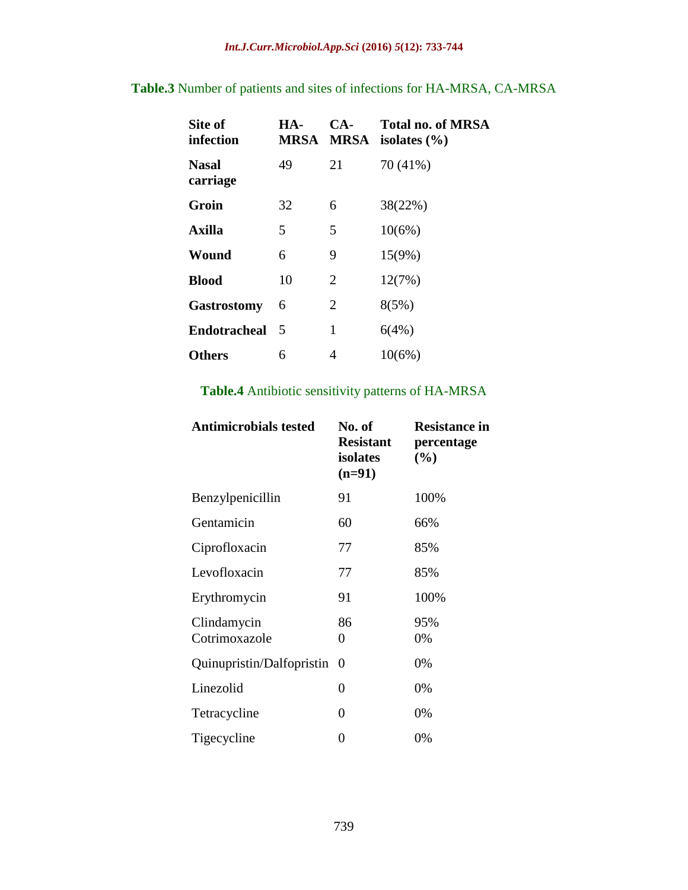**Table.3** Number of patients and sites of infections for HA-MRSA, CA-MRSA

| Site of infection | HA-MRSA | CA-MRSA | Total no. of MRSA isolates (%) |
|---|---|---|---|
| **Nasal carriage** | 49 | 21 | 70 (41%) |
| **Groin** | 32 | 6 | 38(22%) |
| **Axilla** | 5 | 5 | 10(6%) |
| **Wound** | 6 | 9 | 15(9%) |
| **Blood** | 10 | 2 | 12(7%) |
| **Gastrostomy** | 6 | 2 | 8(5%) |
| **Endotracheal** | 5 | 1 | 6(4%) |
| **Others** | 6 | 4 | 10(6%) |

**Table.4** Antibiotic sensitivity patterns of HA-MRSA

| Antimicrobials tested | No. of Resistant isolates (n=91) | Resistance in percentage (%) |
|---|---|---|
| Benzylpenicillin | 91 | 100% |
| Gentamicin | 60 | 66% |
| Ciprofloxacin | 77 | 85% |
| Levofloxacin | 77 | 85% |
| Erythromycin | 91 | 100% |
| Clindamycin | 86 | 95% |
| Cotrimoxazole | 0 | 0% |
| Quinupristin/Dalfopristin | 0 | 0% |
| Linezolid | 0 | 0% |
| Tetracycline | 0 | 0% |
| Tigecycline | 0 | 0% |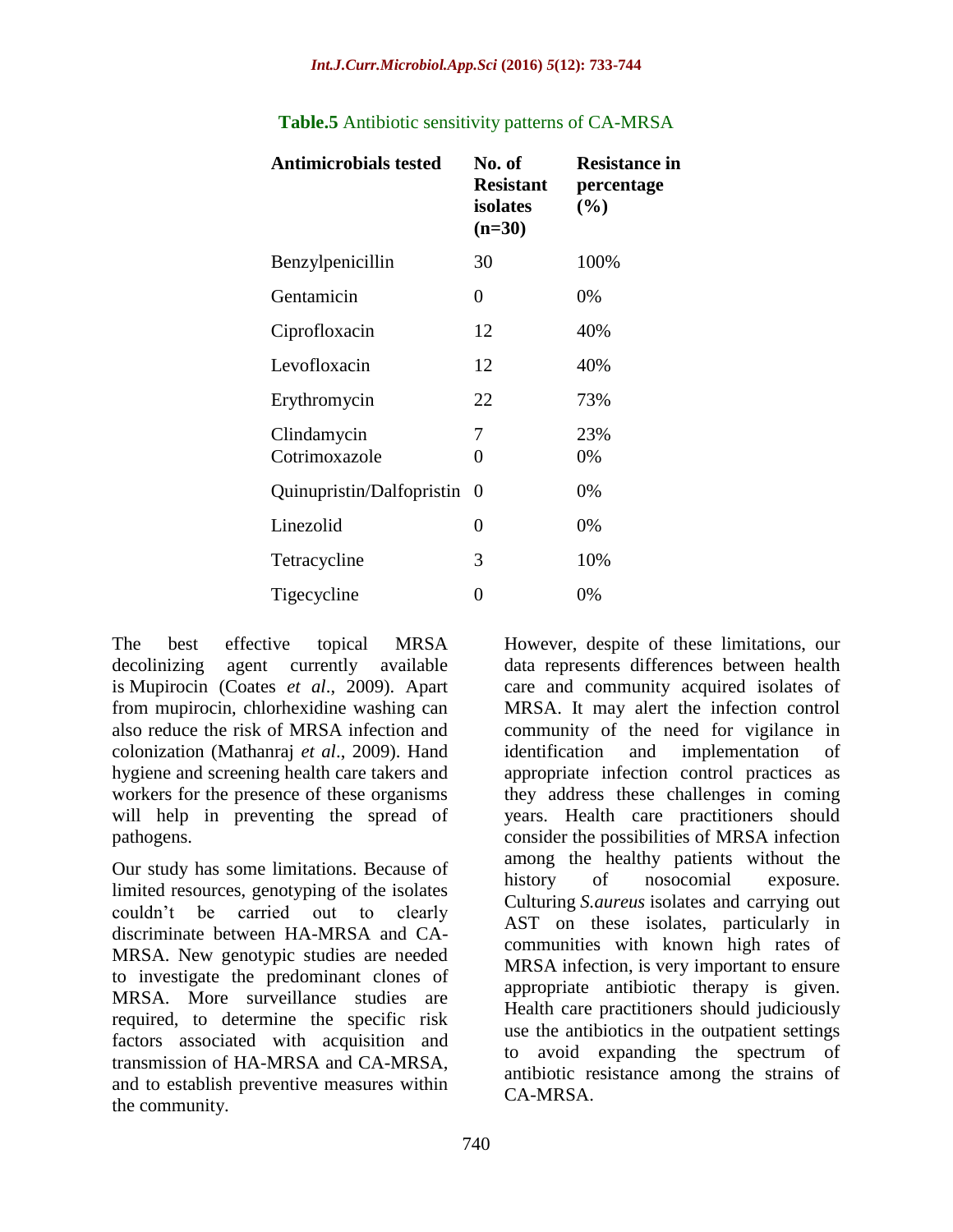**Table.5** Antibiotic sensitivity patterns of CA-MRSA

| Antimicrobials tested | No. of Resistant isolates (n=30) | Resistance in percentage (%) |
|---|---|---|
| Benzylpenicillin | 30 | 100% |
| Gentamicin | 0 | 0% |
| Ciprofloxacin | 12 | 40% |
| Levofloxacin | 12 | 40% |
| Erythromycin | 22 | 73% |
| Clindamycin | 7 | 23% |
| Cotrimoxazole | 0 | 0% |
| Quinupristin/Dalfopristin | 0 | 0% |
| Linezolid | 0 | 0% |
| Tetracycline | 3 | 10% |
| Tigecycline | 0 | 0% |

The best effective topical MRSA decolinizing agent currently available is Mupirocin (Coates *et al*., 2009). Apart from mupirocin, chlorhexidine washing can also reduce the risk of MRSA infection and colonization (Mathanraj *et al*., 2009). Hand hygiene and screening health care takers and workers for the presence of these organisms will help in preventing the spread of pathogens.

Our study has some limitations. Because of limited resources, genotyping of the isolates couldn't be carried out to clearly discriminate between HA-MRSA and CA-MRSA. New genotypic studies are needed to investigate the predominant clones of MRSA. More surveillance studies are required, to determine the specific risk factors associated with acquisition and transmission of HA-MRSA and CA-MRSA, and to establish preventive measures within the community.

However, despite of these limitations, our data represents differences between health care and community acquired isolates of MRSA. It may alert the infection control community of the need for vigilance in identification and implementation of appropriate infection control practices as they address these challenges in coming years. Health care practitioners should consider the possibilities of MRSA infection among the healthy patients without the history of nosocomial exposure. Culturing *S.aureus* isolates and carrying out AST on these isolates, particularly in communities with known high rates of MRSA infection, is very important to ensure appropriate antibiotic therapy is given. Health care practitioners should judiciously use the antibiotics in the outpatient settings to avoid expanding the spectrum of antibiotic resistance among the strains of CA-MRSA.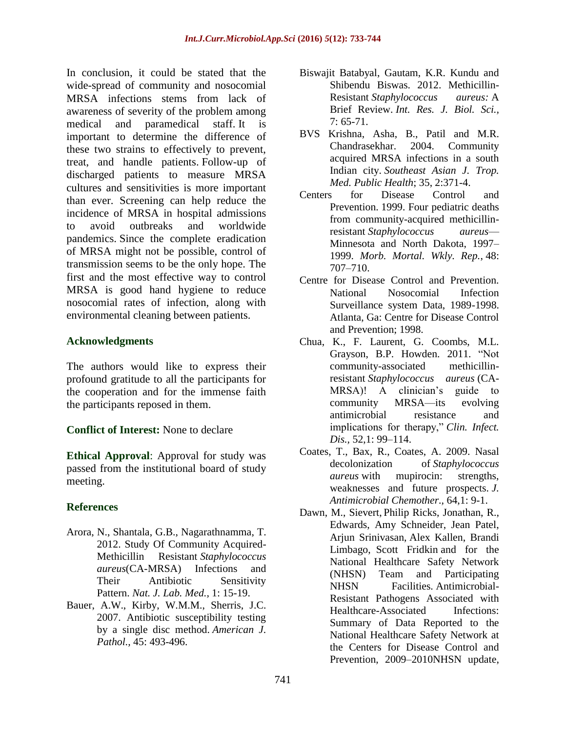In conclusion, it could be stated that the wide-spread of community and nosocomial MRSA infections stems from lack of awareness of severity of the problem among medical and paramedical staff. It is important to determine the difference of these two strains to effectively to prevent, treat, and handle patients. Follow-up of discharged patients to measure MRSA cultures and sensitivities is more important than ever. Screening can help reduce the incidence of MRSA in hospital admissions to avoid outbreaks and worldwide pandemics. Since the complete eradication of MRSA might not be possible, control of transmission seems to be the only hope. The first and the most effective way to control MRSA is good hand hygiene to reduce nosocomial rates of infection, along with environmental cleaning between patients.

## Acknowledgments

The authors would like to express their profound gratitude to all the participants for the cooperation and for the immense faith the participants reposed in them.

**Conflict of Interest:** None to declare

**Ethical Approval**: Approval for study was passed from the institutional board of study meeting.

## References

Arora, N., Shantala, G.B., Nagarathnamma, T. 2012. Study Of Community Acquired-Methicillin Resistant *Staphylococcus aureus*(CA-MRSA) Infections and Their Antibiotic Sensitivity Pattern. *Nat. J. Lab. Med.*, 1: 15-19.

Bauer, A.W., Kirby, W.M.M., Sherris, J.C. 2007. Antibiotic susceptibility testing by a single disc method. *American J. Pathol.*, 45: 493-496.

Biswajit Batabyal, Gautam, K.R. Kundu and Shibendu Biswas. 2012. Methicillin-Resistant *Staphylococcus aureus:* A Brief Review. *Int. Res. J. Biol. Sci.*, 7: 65-71.

BVS Krishna, Asha, B., Patil and M.R. Chandrasekhar. 2004. Community acquired MRSA infections in a south Indian city. *Southeast Asian J. Trop. Med. Public Health*; 35, 2:371-4.

Centers for Disease Control and Prevention. 1999. Four pediatric deaths from community-acquired methicillin-resistant *Staphylococcus aureus*— Minnesota and North Dakota, 1997–1999. *Morb. Mortal. Wkly. Rep.*, 48: 707–710.

Centre for Disease Control and Prevention. National Nosocomial Infection Surveillance system Data, 1989-1998. Atlanta, Ga: Centre for Disease Control and Prevention; 1998.

Chua, K., F. Laurent, G. Coombs, M.L. Grayson, B.P. Howden. 2011. "Not community-associated methicillin-resistant *Staphylococcus aureus* (CA-MRSA)! A clinician's guide to community MRSA—its evolving antimicrobial resistance and implications for therapy," *Clin. Infect. Dis.*, 52,1: 99–114.

Coates, T., Bax, R., Coates, A. 2009. Nasal decolonization of *Staphylococcus aureus* with mupirocin: strengths, weaknesses and future prospects. *J. Antimicrobial Chemother*., 64,1: 9-1.

Dawn, M., Sievert, Philip Ricks, Jonathan, R., Edwards, Amy Schneider, Jean Patel, Arjun Srinivasan, Alex Kallen, Brandi Limbago, Scott Fridkin and for the National Healthcare Safety Network (NHSN) Team and Participating NHSN Facilities. Antimicrobial-Resistant Pathogens Associated with Healthcare-Associated Infections: Summary of Data Reported to the National Healthcare Safety Network at the Centers for Disease Control and Prevention, 2009–2010NHSN update,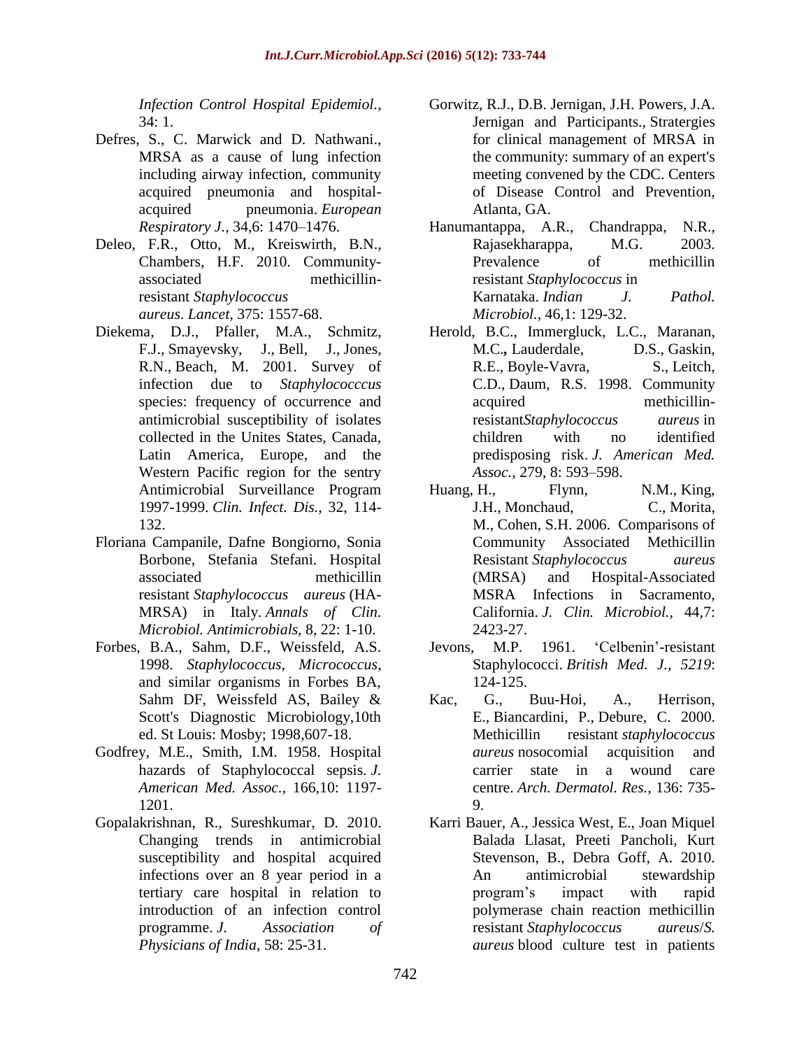*Infection Control Hospital Epidemiol.*, 34: 1.

Defres, S., C. Marwick and D. Nathwani., MRSA as a cause of lung infection including airway infection, community acquired pneumonia and hospital-acquired pneumonia. *European Respiratory J.*, 34,6: 1470–1476.

Deleo, F.R., Otto, M., Kreiswirth, B.N., Chambers, H.F. 2010. Community-associated methicillin-resistant *Staphylococcus aureus*. *Lancet,* 375: 1557-68.

Diekema, D.J., Pfaller, M.A., Schmitz, F.J., Smayevsky, J., Bell, J., Jones, R.N., Beach, M. 2001. Survey of infection due to *Staphylococccus* species: frequency of occurrence and antimicrobial susceptibility of isolates collected in the Unites States, Canada, Latin America, Europe, and the Western Pacific region for the sentry Antimicrobial Surveillance Program 1997-1999. *Clin. Infect. Dis.,* 32, 114-132.

Floriana Campanile, Dafne Bongiorno, Sonia Borbone, Stefania Stefani. Hospital associated methicillin resistant *Staphylococcus aureus* (HA-MRSA) in Italy. *Annals of Clin. Microbiol. Antimicrobials*, 8, 22: 1-10.

Forbes, B.A., Sahm, D.F., Weissfeld, A.S. 1998. *Staphylococcus*, *Micrococcus*, and similar organisms in Forbes BA, Sahm DF, Weissfeld AS, Bailey & Scott's Diagnostic Microbiology,10th ed. St Louis: Mosby; 1998,607-18.

Godfrey, M.E., Smith, I.M. 1958. Hospital hazards of Staphylococcal sepsis. *J. American Med. Assoc.*, 166,10: 1197-1201.

Gopalakrishnan, R., Sureshkumar, D. 2010. Changing trends in antimicrobial susceptibility and hospital acquired infections over an 8 year period in a tertiary care hospital in relation to introduction of an infection control programme. *J. Association of Physicians of India*, 58: 25-31.

Gorwitz, R.J., D.B. Jernigan, J.H. Powers, J.A. Jernigan and Participants., Stratergies for clinical management of MRSA in the community: summary of an expert's meeting convened by the CDC. Centers of Disease Control and Prevention, Atlanta, GA.

Hanumantappa, A.R., Chandrappa, N.R., Rajasekharappa, M.G. 2003. Prevalence of methicillin resistant *Staphylococcus* in Karnataka. *Indian J. Pathol. Microbiol.*, 46,1: 129-32.

Herold, B.C., Immergluck, L.C., Maranan, M.C.**,** Lauderdale, D.S., Gaskin, R.E., Boyle-Vavra, S., Leitch, C.D., Daum, R.S. 1998. Community acquired methicillin-resistant*Staphylococcus aureus* in children with no identified predisposing risk. *J. American Med. Assoc.,* 279, 8: 593–598.

Huang, H., Flynn, N.M., King, J.H., Monchaud, C., Morita, M., Cohen, S.H. 2006. Comparisons of Community Associated Methicillin Resistant *Staphylococcus aureus* (MRSA) and Hospital-Associated MSRA Infections in Sacramento, California. *J. Clin. Microbiol.,* 44,7: 2423-27.

Jevons, M.P. 1961. 'Celbenin'-resistant Staphylococci. *British Med. J., 5219*: 124-125.

Kac, G., Buu-Hoi, A., Herrison, E., Biancardini, P., Debure, C. 2000. Methicillin resistant *staphylococcus aureus* nosocomial acquisition and carrier state in a wound care centre. *Arch. Dermatol. Res.,* 136: 735-9.

Karri Bauer, A., Jessica West, E., Joan Miquel Balada Llasat, Preeti Pancholi, Kurt Stevenson, B., Debra Goff, A. 2010. An antimicrobial stewardship program's impact with rapid polymerase chain reaction methicillin resistant *Staphylococcus aureus*/*S. aureus* blood culture test in patients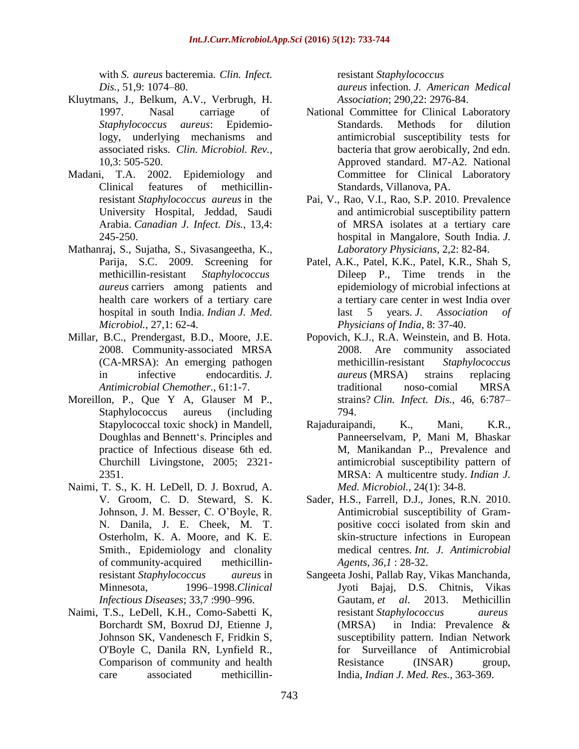with *S. aureus* bacteremia. *Clin. Infect. Dis.,* 51,9: 1074–80.

Kluytmans, J., Belkum, A.V., Verbrugh, H. 1997. Nasal carriage of *Staphylococcus aureus*: Epidemiology, underlying mechanisms and associated risks. *Clin. Microbiol. Rev.,* 10,3: 505-520.

Madani, T.A. 2002. Epidemiology and Clinical features of methicillin-resistant *Staphylococcus aureus* in the University Hospital, Jeddad, Saudi Arabia. *Canadian J. Infect. Dis.,* 13,4: 245-250.

Mathanraj, S., Sujatha, S., Sivasangeetha, K., Parija, S.C. 2009. Screening for methicillin-resistant *Staphylococcus aureus* carriers among patients and health care workers of a tertiary care hospital in south India. *Indian J. Med. Microbiol.,* 27,1: 62-4.

Millar, B.C., Prendergast, B.D., Moore, J.E. 2008. Community-associated MRSA (CA-MRSA): An emerging pathogen in infective endocarditis. *J. Antimicrobial Chemother.,* 61:1-7.

Moreillon, P., Que Y A, Glauser M P., Staphylococcus aureus (including Stapylococcal toxic shock) in Mandell, Doughlas and Bennett's. Principles and practice of Infectious disease 6th ed. Churchill Livingstone, 2005; 2321-2351.

Naimi, T. S., K. H. LeDell, D. J. Boxrud, A. V. Groom, C. D. Steward, S. K. Johnson, J. M. Besser, C. O'Boyle, R. N. Danila, J. E. Cheek, M. T. Osterholm, K. A. Moore, and K. E. Smith., Epidemiology and clonality of community-acquired methicillin-resistant *Staphylococcus aureus* in Minnesota, 1996–1998.*Clinical Infectious Diseases*; 33,7 :990–996.

Naimi, T.S., LeDell, K.H., Como-Sabetti K, Borchardt SM, Boxrud DJ, Etienne J, Johnson SK, Vandenesch F, Fridkin S, O'Boyle C, Danila RN, Lynfield R., Comparison of community and health care associated methicillin-resistant *Staphylococcus aureus* infection. *J. American Medical Association*; 290,22: 2976-84.

National Committee for Clinical Laboratory Standards. Methods for dilution antimicrobial susceptibility tests for bacteria that grow aerobically, 2nd edn. Approved standard. M7-A2. National Committee for Clinical Laboratory Standards, Villanova, PA.

Pai, V., Rao, V.I., Rao, S.P. 2010. Prevalence and antimicrobial susceptibility pattern of MRSA isolates at a tertiary care hospital in Mangalore, South India. *J. Laboratory Physicians*, 2,2: 82-84.

Patel, A.K., Patel, K.K., Patel, K.R., Shah S, Dileep P., Time trends in the epidemiology of microbial infections at a tertiary care center in west India over last 5 years. *J. Association of Physicians of India,* 8: 37-40.

Popovich, K.J., R.A. Weinstein, and B. Hota. 2008. Are community associated methicillin-resistant *Staphylococcus aureus* (MRSA) strains replacing traditional noso-comial MRSA strains? *Clin. Infect. Dis.,* 46, 6:787–794.

Rajaduraipandi, K., Mani, K.R., Panneerselvam, P, Mani M, Bhaskar M, Manikandan P.., Prevalence and antimicrobial susceptibility pattern of MRSA: A multicentre study. *Indian J. Med. Microbiol.,* 24(1): 34-8.

Sader, H.S., Farrell, D.J., Jones, R.N. 2010. Antimicrobial susceptibility of Gram-positive cocci isolated from skin and skin-structure infections in European medical centres. *Int. J. Antimicrobial Agents, 36,1* : 28-32.

Sangeeta Joshi, Pallab Ray, Vikas Manchanda, Jyoti Bajaj, D.S. Chitnis, Vikas Gautam, *et al*. 2013. Methicillin resistant *Staphylococcus aureus* (MRSA) in India: Prevalence & susceptibility pattern. Indian Network for Surveillance of Antimicrobial Resistance (INSAR) group, India, *Indian J. Med. Res.,* 363-369.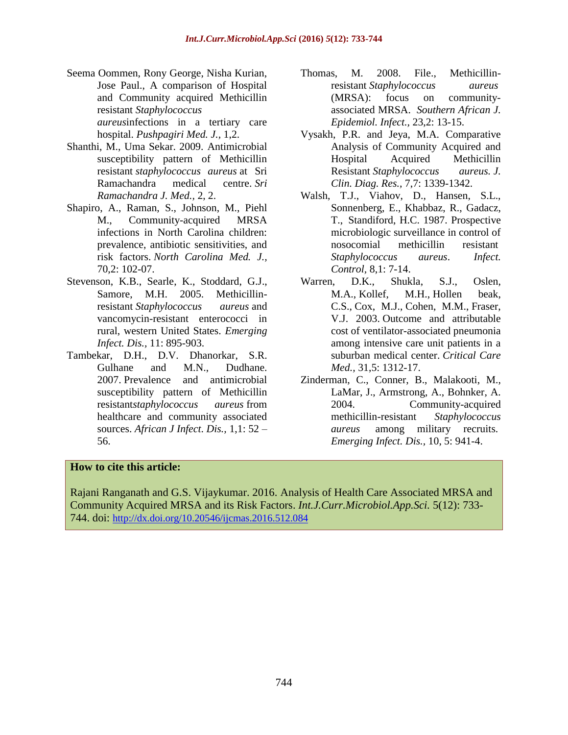Seema Oommen, Rony George, Nisha Kurian, Jose Paul., A comparison of Hospital and Community acquired Methicillin resistant *Staphylococcus aureus*infections in a tertiary care hospital. *Pushpagiri Med. J.,* 1,2.

Shanthi, M., Uma Sekar. 2009. Antimicrobial susceptibility pattern of Methicillin resistant *staphylococcus aureus* at Sri Ramachandra medical centre. *Sri Ramachandra J. Med.,* 2, 2.

Shapiro, A., Raman, S., Johnson, M., Piehl M., Community-acquired MRSA infections in North Carolina children: prevalence, antibiotic sensitivities, and risk factors. *North Carolina Med. J.,* 70,2: 102-07.

Stevenson, K.B., Searle, K., Stoddard, G.J., Samore, M.H. 2005. Methicillin-resistant *Staphylococcus aureus* and vancomycin-resistant enterococci in rural, western United States. *Emerging Infect. Dis.,* 11: 895-903.

Tambekar, D.H., D.V. Dhanorkar, S.R. Gulhane and M.N., Dudhane. 2007. Prevalence and antimicrobial susceptibility pattern of Methicillin resistant*staphylococcus aureus* from healthcare and community associated sources. *African J Infect. Dis.,* 1,1: 52 – 56.

Thomas, M. 2008. File., Methicillin-resistant *Staphylococcus aureus* (MRSA): focus on community-associated MRSA. *Southern African J. Epidemiol. Infect.,* 23,2: 13-15.

Vysakh, P.R. and Jeya, M.A. Comparative Analysis of Community Acquired and Hospital Acquired Methicillin Resistant *Staphylococcus aureus. J. Clin. Diag. Res.,* 7,7: 1339-1342.

Walsh, T.J., Viahov, D., Hansen, S.L., Sonnenberg, E., Khabbaz, R., Gadacz, T., Standiford, H.C. 1987. Prospective microbiologic surveillance in control of nosocomial methicillin resistant *Staphylococcus aureus*. *Infect. Control*, 8,1: 7-14.

Warren, D.K., Shukla, S.J., Oslen, M.A., Kollef, M.H., Hollen beak, C.S., Cox, M.J., Cohen, M.M., Fraser, V.J. 2003. Outcome and attributable cost of ventilator-associated pneumonia among intensive care unit patients in a suburban medical center. *Critical Care Med.,* 31,5: 1312-17.

Zinderman, C., Conner, B., Malakooti, M., LaMar, J., Armstrong, A., Bohnker, A. 2004. Community-acquired methicillin-resistant *Staphylococcus aureus* among military recruits. *Emerging Infect. Dis.,* 10, 5: 941-4.

**How to cite this article:**

Rajani Ranganath and G.S. Vijaykumar. 2016. Analysis of Health Care Associated MRSA and Community Acquired MRSA and its Risk Factors. *Int.J.Curr.Microbiol.App.Sci.* 5(12): 733-744. doi: http://dx.doi.org/10.20546/ijcmas.2016.512.084